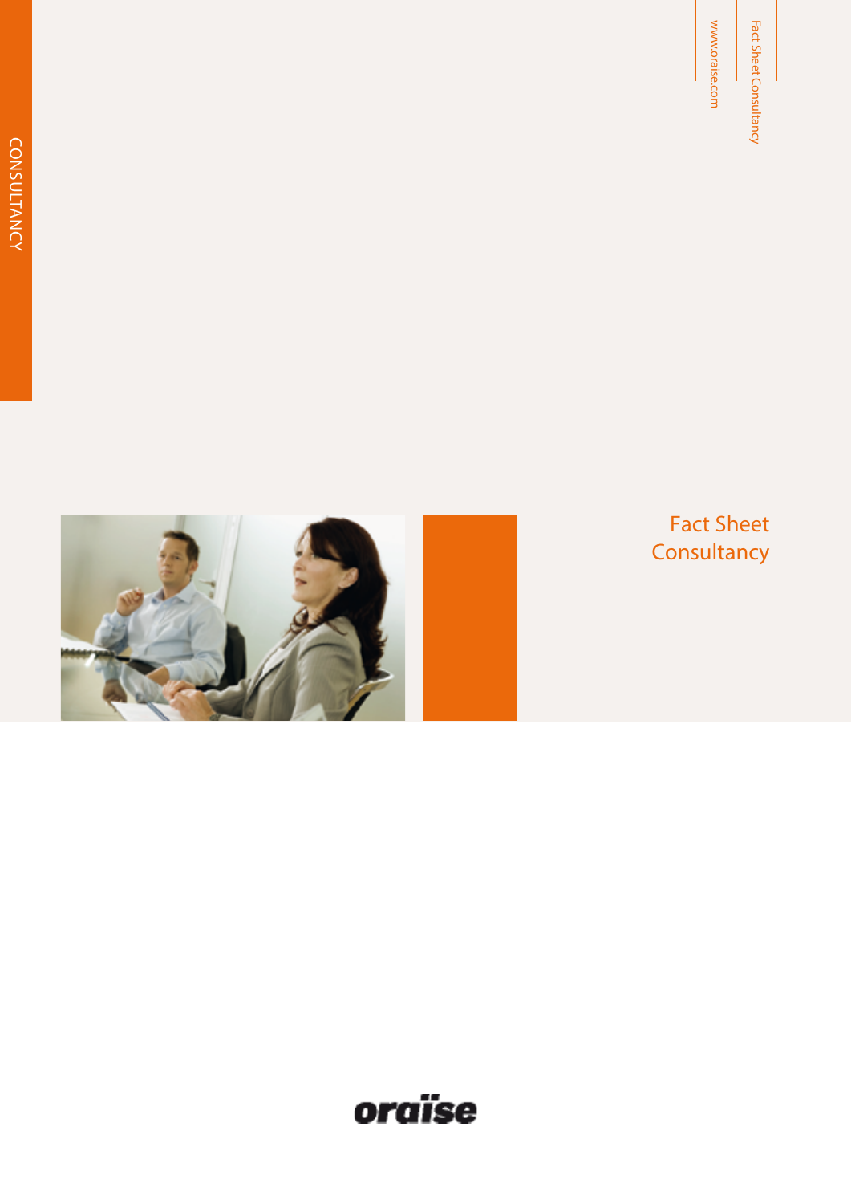CONSULTANCY

www.oraise.com

Fact Sheet Consultancy

# Fact Sheet Consultancy

oraise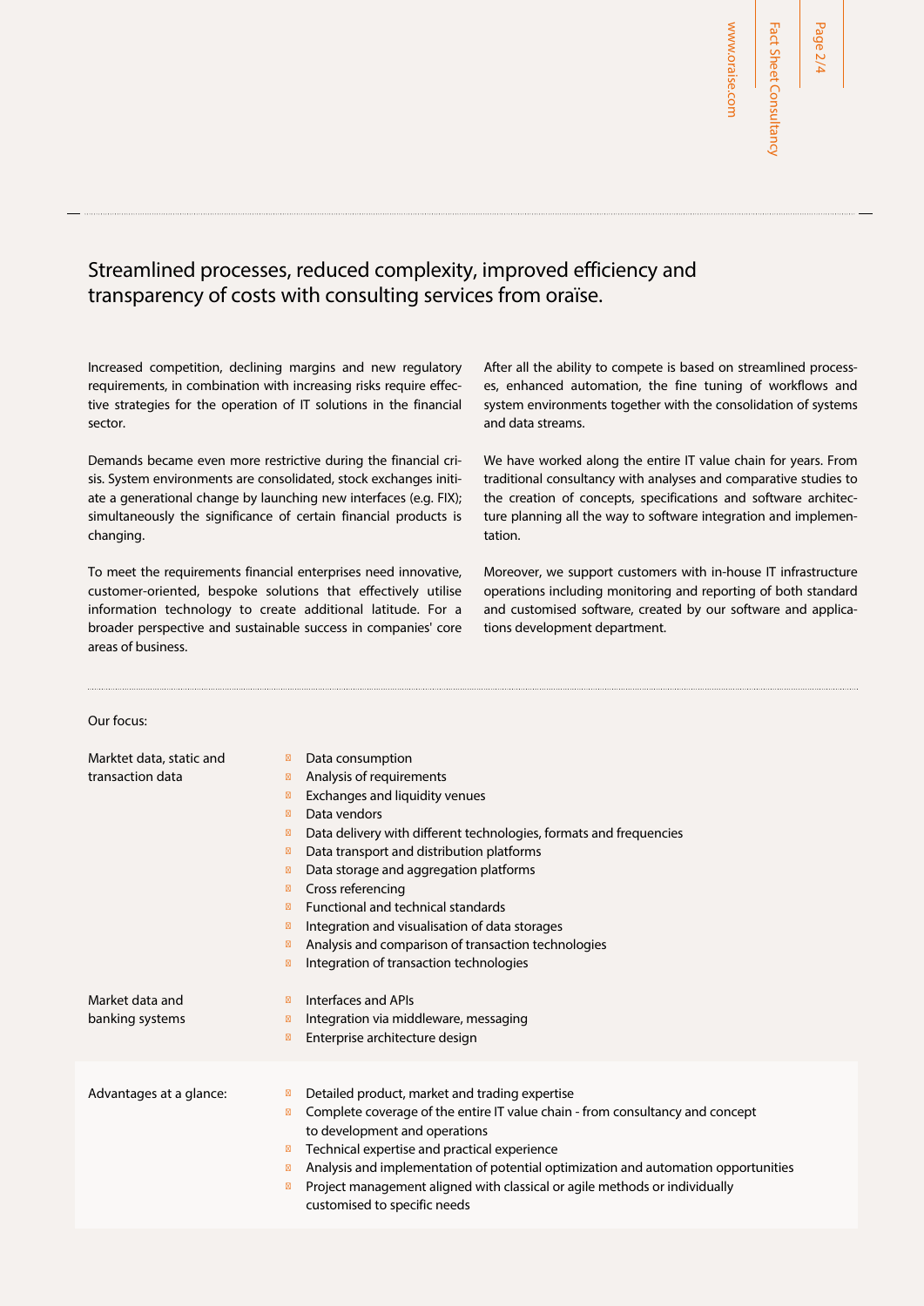## Streamlined processes, reduced complexity, improved efficiency and transparency of costs with consulting services from oraïse.

Increased competition, declining margins and new regulatory requirements, in combination with increasing risks require effective strategies for the operation of IT solutions in the financial sector.

Demands became even more restrictive during the financial crisis. System environments are consolidated, stock exchanges initiate a generational change by launching new interfaces (e.g. FIX); simultaneously the significance of certain financial products is changing.

To meet the requirements financial enterprises need innovative, customer-oriented, bespoke solutions that effectively utilise information technology to create additional latitude. For a broader perspective and sustainable success in companies' core areas of business.

After all the ability to compete is based on streamlined processes, enhanced automation, the fine tuning of workflows and system environments together with the consolidation of systems and data streams.

We have worked along the entire IT value chain for years. From traditional consultancy with analyses and comparative studies to the creation of concepts, specifications and software architecture planning all the way to software integration and implementation.

Moreover, we support customers with in-house IT infrastructure operations including monitoring and reporting of both standard and customised software, created by our software and applications development department.

Our focus:

**Marktet data, static and transaction data**

- Data consumption
- Analysis of requirements
- Exchanges and liquidity venues
- Data vendors
- Data delivery with different technologies, formats and frequencies
- Data transport and distribution platforms
- Data storage and aggregation platforms
- Cross referencing
- Functional and technical standards
- Integration and visualisation of data storages
- Analysis and comparison of transaction technologies
- Integration of transaction technologies

**Market data and banking systems**

- Interfaces and APIs
- Integration via middleware, messaging
- Enterprise architecture design

**Advantages at a glance:**

- Detailed product, market and trading expertise
- Complete coverage of the entire IT value chain - from consultancy and concept to development and operations
- Technical expertise and practical experience
- Analysis and implementation of potential optimization and automation opportunities
- Project management aligned with classical or agile methods or individually customised to specific needs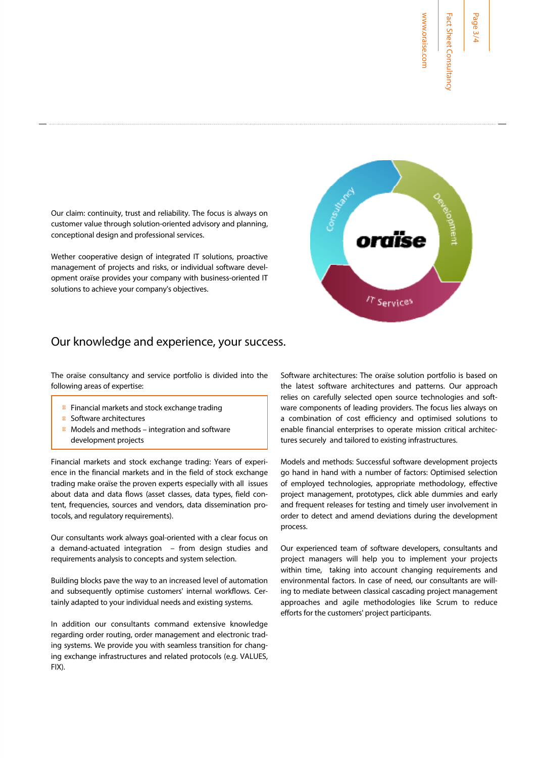Our claim: continuity, trust and reliability. The focus is always on customer value through solution-oriented advisory and planning, conceptional design and professional services.

Wether cooperative design of integrated IT solutions, proactive management of projects and risks, or individual software development oraïse provides your company with business-oriented IT solutions to achieve your company's objectives.

## Our knowledge and experience, your success.

The oraïse consultancy and service portfolio is divided into the following areas of expertise:

- Financial markets and stock exchange trading
- Software architectures
- Models and methods – integration and software development projects

Financial markets and stock exchange trading: Years of experience in the financial markets and in the field of stock exchange trading make oraïse the proven experts especially with all issues about data and data flows (asset classes, data types, field content, frequencies, sources and vendors, data dissemination protocols, and regulatory requirements).

Our consultants work always goal-oriented with a clear focus on a demand-actuated integration – from design studies and requirements analysis to concepts and system selection.

Building blocks pave the way to an increased level of automation and subsequently optimise customers' internal workflows. Certainly adapted to your individual needs and existing systems.

In addition our consultants command extensive knowledge regarding order routing, order management and electronic trading systems. We provide you with seamless transition for changing exchange infrastructures and related protocols (e.g. VALUES, FIX).

Software architectures: The oraïse solution portfolio is based on the latest software architectures and patterns. Our approach relies on carefully selected open source technologies and software components of leading providers. The focus lies always on a combination of cost efficiency and optimised solutions to enable financial enterprises to operate mission critical architectures securely and tailored to existing infrastructures.

Models and methods: Successful software development projects go hand in hand with a number of factors: Optimised selection of employed technologies, appropriate methodology, effective project management, prototypes, click able dummies and early and frequent releases for testing and timely user involvement in order to detect and amend deviations during the development process.

Our experienced team of software developers, consultants and project managers will help you to implement your projects within time, taking into account changing requirements and environmental factors. In case of need, our consultants are willing to mediate between classical cascading project management approaches and agile methodologies like Scrum to reduce efforts for the customers' project participants.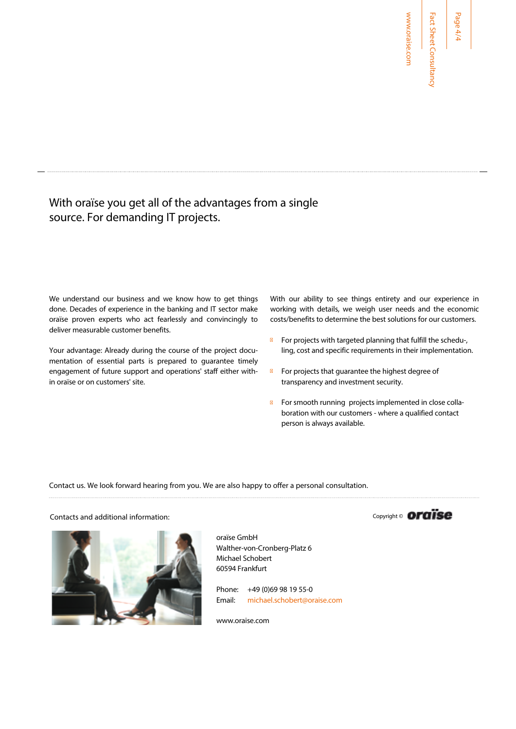## With oraïse you get all of the advantages from a single source. For demanding IT projects.

We understand our business and we know how to get things done. Decades of experience in the banking and IT sector make oraïse proven experts who act fearlessly and convincingly to deliver measurable customer benefits.

Your advantage: Already during the course of the project documentation of essential parts is prepared to guarantee timely engagement of future support and operations' staff either within oraïse or on customers' site.

With our ability to see things entirety and our experience in working with details, we weigh user needs and the economic costs/benefits to determine the best solutions for our customers.

- For projects with targeted planning that fulfill the scheduling, cost and specific requirements in their implementation.
- For projects that guarantee the highest degree of transparency and investment security.
- For smooth running projects implemented in close collaboration with our customers - where a qualified contact person is always available.

Contact us. We look forward hearing from you. We are also happy to offer a personal consultation.

Contacts and additional information:

Copyright © oraïse

oraïse GmbH
Walther-von-Cronberg-Platz 6
Michael Schobert
60594 Frankfurt

Phone: +49 (0)69 98 19 55-0
Email: michael.schobert@oraise.com

www.oraise.com